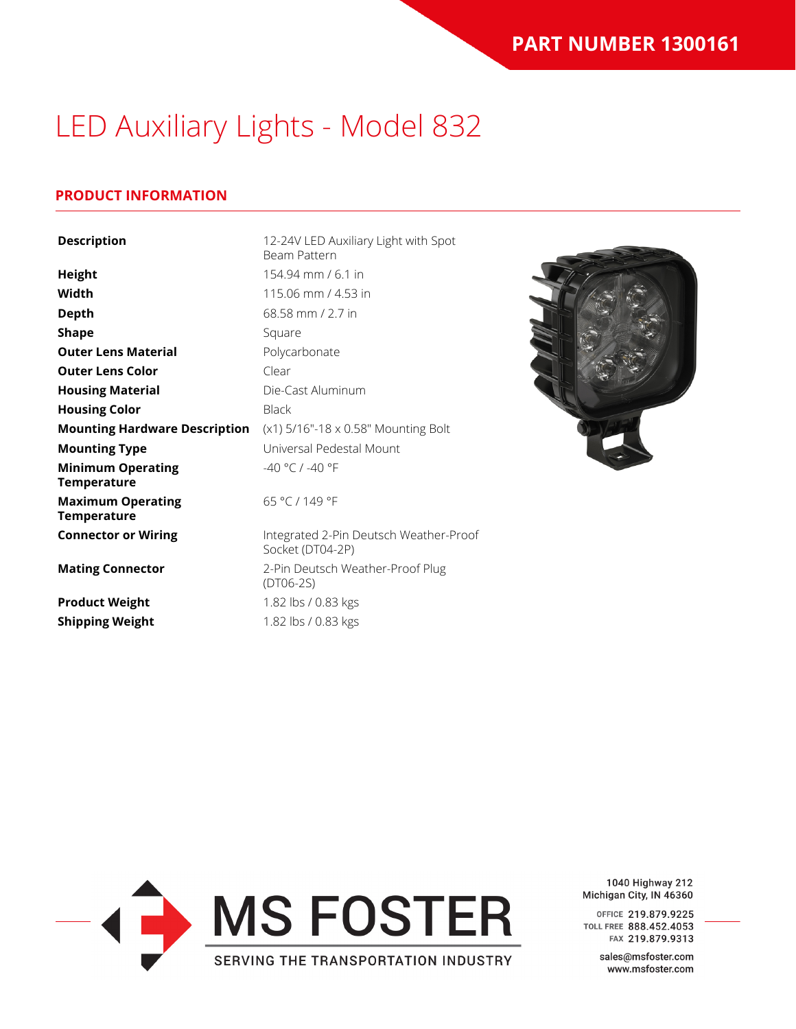**PART NUMBER 1300161**

# LED Auxiliary Lights - Model 832

## PRODUCT INFORMATION

| | |
|---|---|
| **Description** | 12-24V LED Auxiliary Light with Spot Beam Pattern |
| **Height** | 154.94 mm / 6.1 in |
| **Width** | 115.06 mm / 4.53 in |
| **Depth** | 68.58 mm / 2.7 in |
| **Shape** | Square |
| **Outer Lens Material** | Polycarbonate |
| **Outer Lens Color** | Clear |
| **Housing Material** | Die-Cast Aluminum |
| **Housing Color** | Black |
| **Mounting Hardware Description** | (x1) 5/16"-18 x 0.58" Mounting Bolt |
| **Mounting Type** | Universal Pedestal Mount |
| **Minimum Operating Temperature** | -40 °C / -40 °F |
| **Maximum Operating Temperature** | 65 °C / 149 °F |
| **Connector or Wiring** | Integrated 2-Pin Deutsch Weather-Proof Socket (DT04-2P) |
| **Mating Connector** | 2-Pin Deutsch Weather-Proof Plug (DT06-2S) |
| **Product Weight** | 1.82 lbs / 0.83 kgs |
| **Shipping Weight** | 1.82 lbs / 0.83 kgs |

MS FOSTER
SERVING THE TRANSPORTATION INDUSTRY

1040 Highway 212
Michigan City, IN 46360

OFFICE 219.879.9225
TOLL FREE 888.452.4053
FAX 219.879.9313

sales@msfoster.com
www.msfoster.com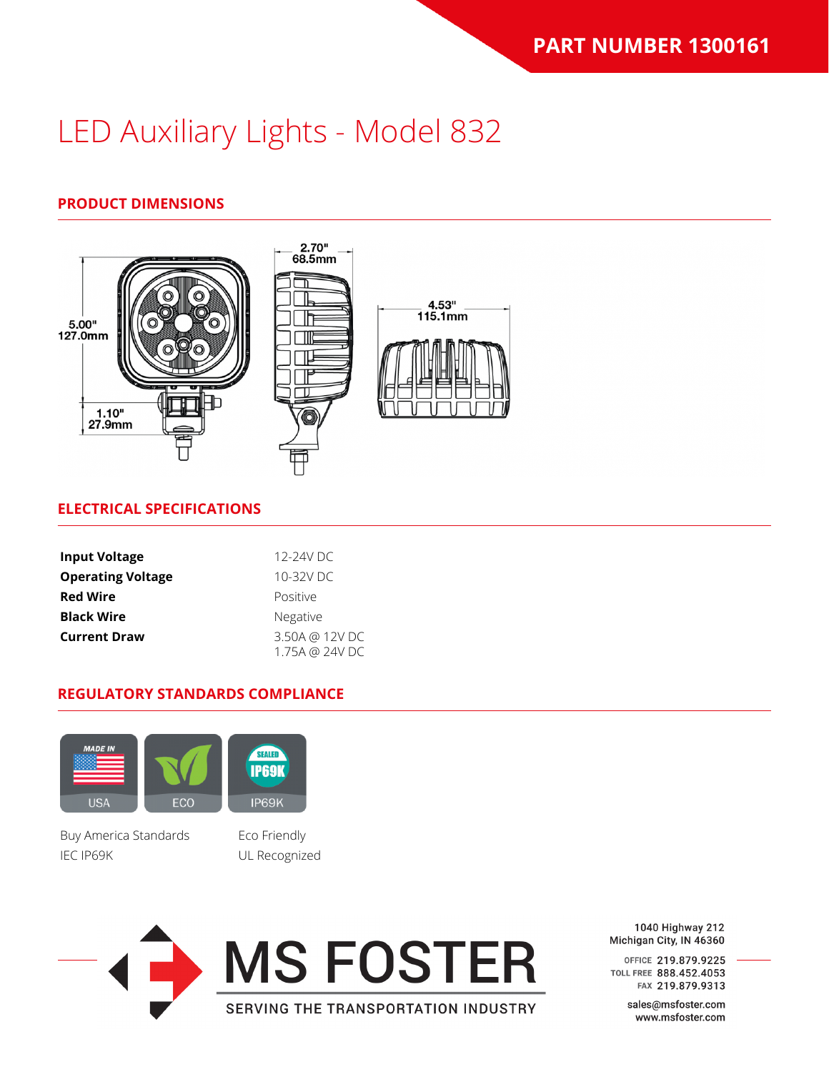PART NUMBER 1300161

# LED Auxiliary Lights - Model 832

## PRODUCT DIMENSIONS

5.00" 127.0mm

1.10" 27.9mm

2.70" 68.5mm

4.53" 115.1mm

## ELECTRICAL SPECIFICATIONS

| | |
|---|---|
| **Input Voltage** | 12-24V DC |
| **Operating Voltage** | 10-32V DC |
| **Red Wire** | Positive |
| **Black Wire** | Negative |
| **Current Draw** | 3.50A @ 12V DC<br>1.75A @ 24V DC |

## REGULATORY STANDARDS COMPLIANCE

MADE IN USA | ECO | SEALED IP69K

Buy America Standards

IEC IP69K

Eco Friendly

UL Recognized

MS FOSTER

SERVING THE TRANSPORTATION INDUSTRY

1040 Highway 212
Michigan City, IN 46360

OFFICE 219.879.9225
TOLL FREE 888.452.4053
FAX 219.879.9313

sales@msfoster.com
www.msfoster.com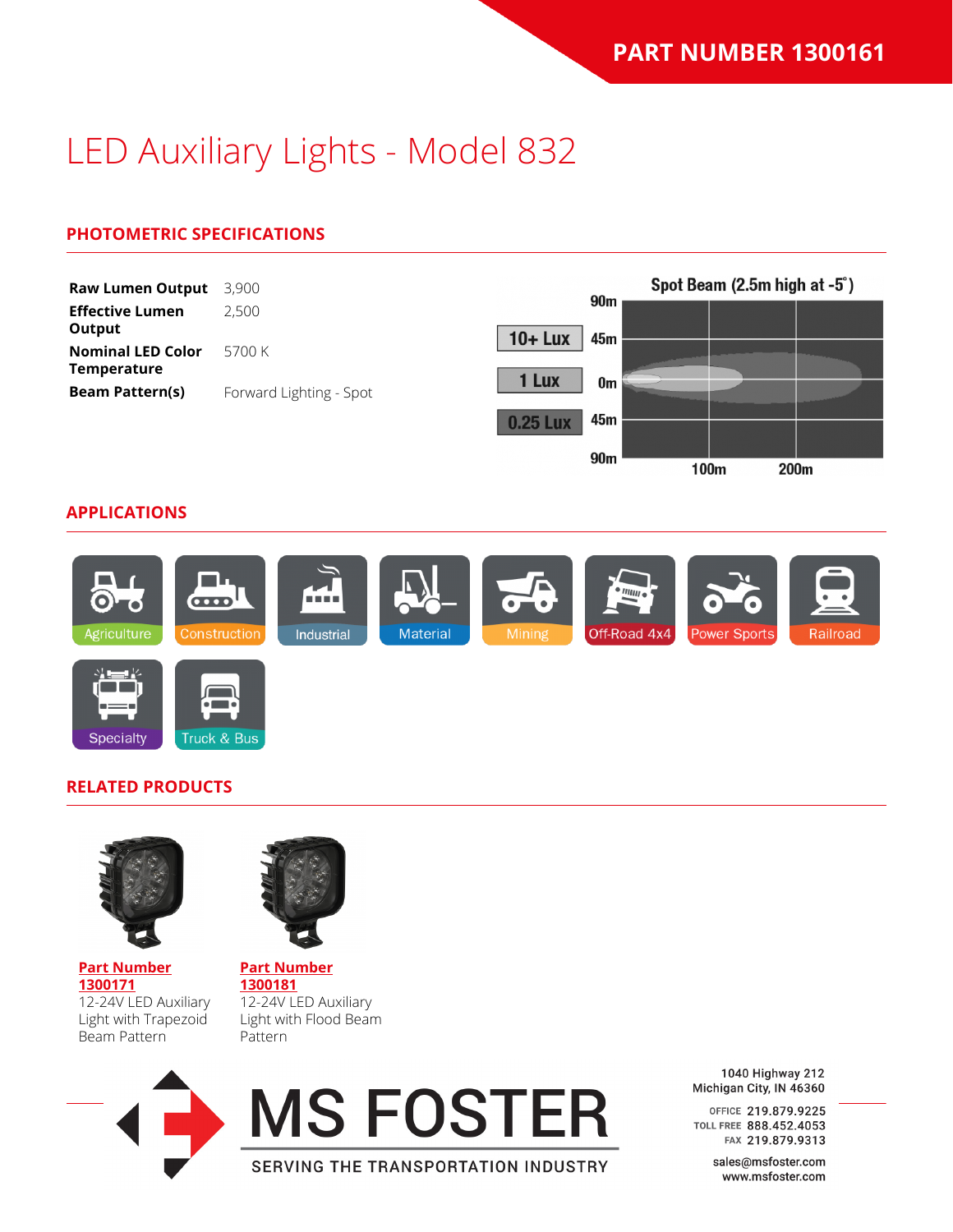PART NUMBER 1300161

# LED Auxiliary Lights - Model 832

## PHOTOMETRIC SPECIFICATIONS

| | |
|---|---|
| **Raw Lumen Output** | 3,900 |
| **Effective Lumen Output** | 2,500 |
| **Nominal LED Color Temperature** | 5700 K |
| **Beam Pattern(s)** | Forward Lighting - Spot |

Spot Beam (2.5m high at -5°)

10+ Lux
1 Lux
0.25 Lux

90m
45m
0m
45m
90m

100m
200m

## APPLICATIONS

Agriculture
Construction
Industrial
Material
Mining
Off-Road 4x4
Power Sports
Railroad
Specialty
Truck & Bus

## RELATED PRODUCTS

**Part Number 1300171**
12-24V LED Auxiliary Light with Trapezoid Beam Pattern

**Part Number 1300181**
12-24V LED Auxiliary Light with Flood Beam Pattern

MS FOSTER
SERVING THE TRANSPORTATION INDUSTRY

1040 Highway 212
Michigan City, IN 46360

OFFICE 219.879.9225
TOLL FREE 888.452.4053
FAX 219.879.9313

sales@msfoster.com
www.msfoster.com